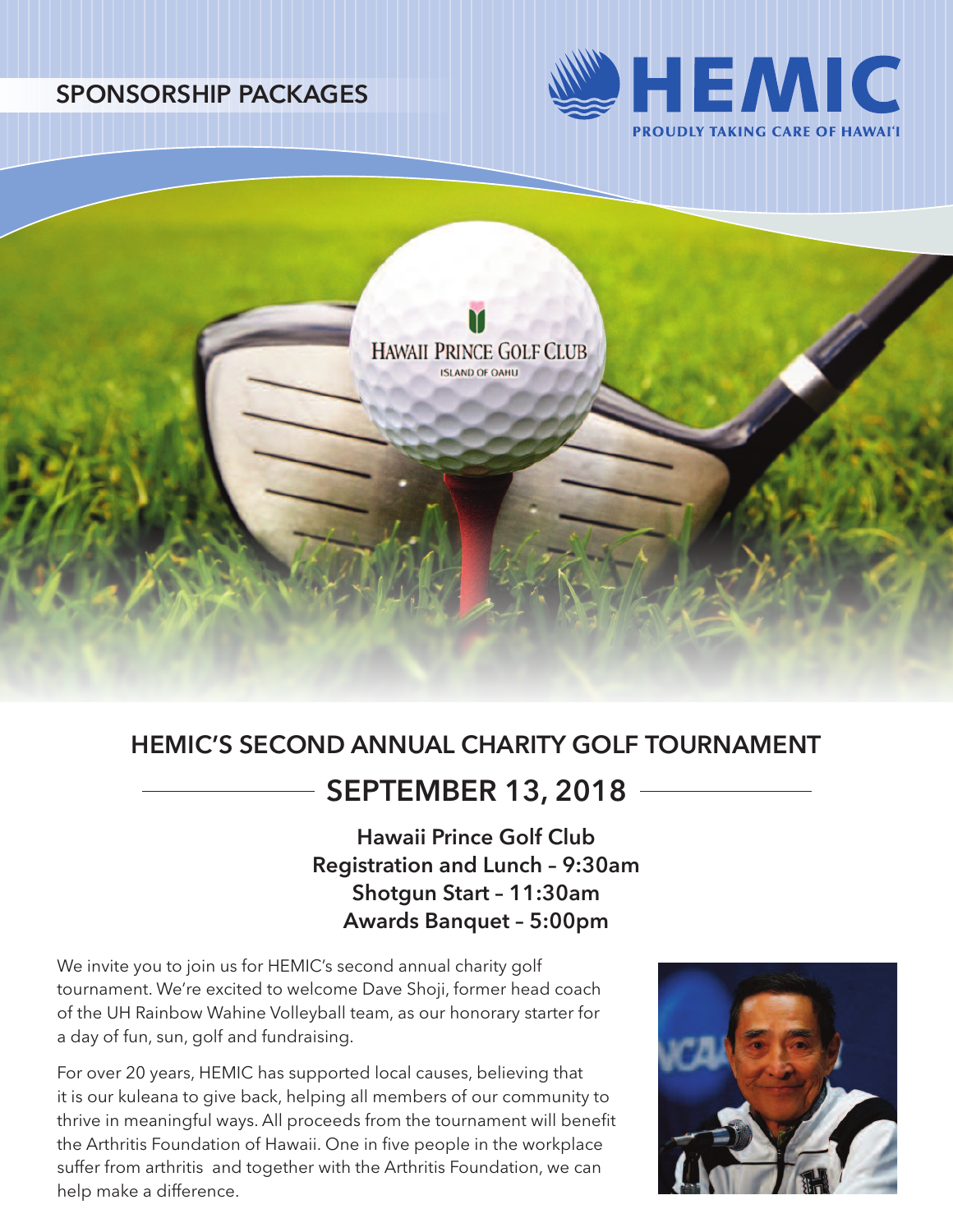SPONSORSHIP PACKAGES

HEMIC
PROUDLY TAKING CARE OF HAWAI'I

## HEMIC'S SECOND ANNUAL CHARITY GOLF TOURNAMENT

## SEPTEMBER 13, 2018

**Hawaii Prince Golf Club**
**Registration and Lunch – 9:30am**
**Shotgun Start – 11:30am**
**Awards Banquet – 5:00pm**

We invite you to join us for HEMIC's second annual charity golf tournament. We're excited to welcome Dave Shoji, former head coach of the UH Rainbow Wahine Volleyball team, as our honorary starter for a day of fun, sun, golf and fundraising.

For over 20 years, HEMIC has supported local causes, believing that it is our kuleana to give back, helping all members of our community to thrive in meaningful ways. All proceeds from the tournament will benefit the Arthritis Foundation of Hawaii. One in five people in the workplace suffer from arthritis and together with the Arthritis Foundation, we can help make a difference.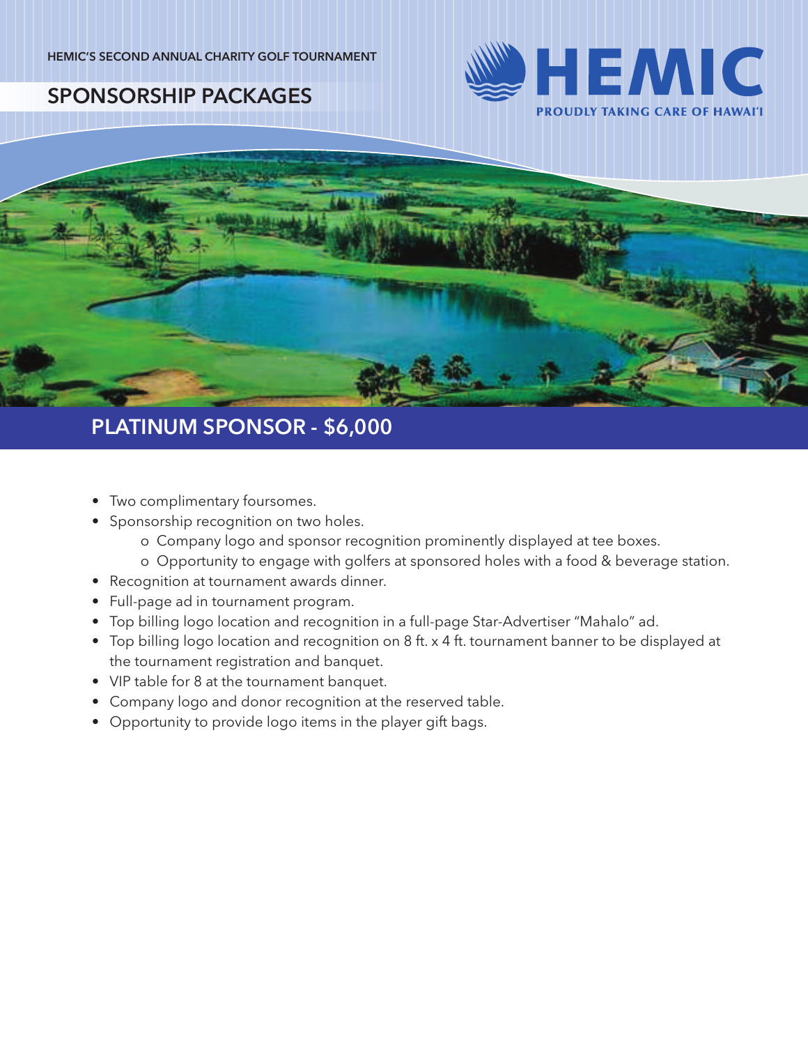HEMIC'S SECOND ANNUAL CHARITY GOLF TOURNAMENT

# SPONSORSHIP PACKAGES

HEMIC
PROUDLY TAKING CARE OF HAWAI'I

## PLATINUM SPONSOR - $6,000

- Two complimentary foursomes.
- Sponsorship recognition on two holes.
    - Company logo and sponsor recognition prominently displayed at tee boxes.
    - Opportunity to engage with golfers at sponsored holes with a food & beverage station.
- Recognition at tournament awards dinner.
- Full-page ad in tournament program.
- Top billing logo location and recognition in a full-page Star-Advertiser "Mahalo" ad.
- Top billing logo location and recognition on 8 ft. x 4 ft. tournament banner to be displayed at the tournament registration and banquet.
- VIP table for 8 at the tournament banquet.
- Company logo and donor recognition at the reserved table.
- Opportunity to provide logo items in the player gift bags.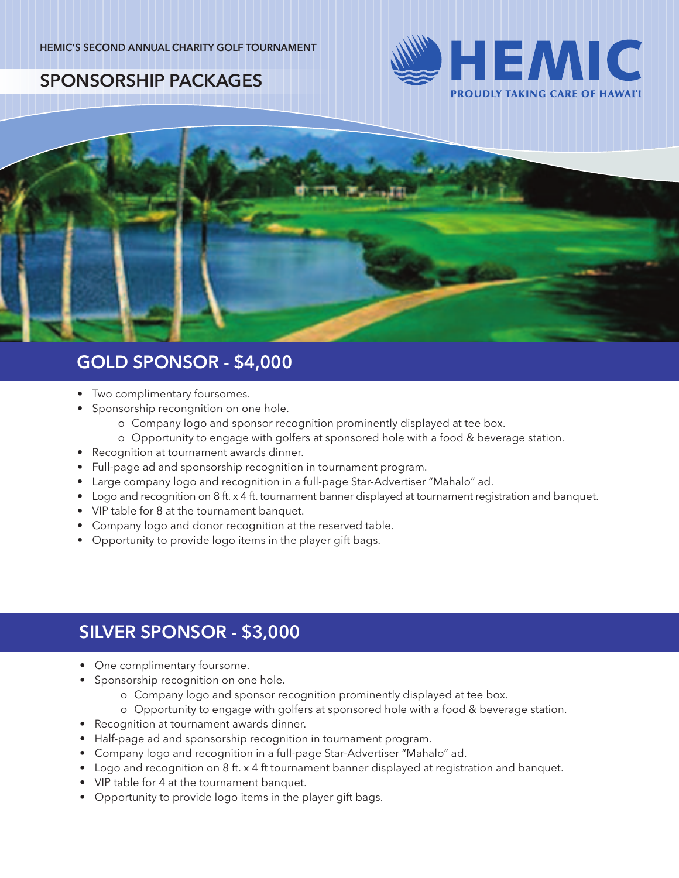HEMIC'S SECOND ANNUAL CHARITY GOLF TOURNAMENT

# SPONSORSHIP PACKAGES

HEMIC
PROUDLY TAKING CARE OF HAWAI'I

## GOLD SPONSOR - $4,000

- Two complimentary foursomes.
- Sponsorship recongnition on one hole.
  - Company logo and sponsor recognition prominently displayed at tee box.
  - Opportunity to engage with golfers at sponsored hole with a food & beverage station.
- Recognition at tournament awards dinner.
- Full-page ad and sponsorship recognition in tournament program.
- Large company logo and recognition in a full-page Star-Advertiser "Mahalo" ad.
- Logo and recognition on 8 ft. x 4 ft. tournament banner displayed at tournament registration and banquet.
- VIP table for 8 at the tournament banquet.
- Company logo and donor recognition at the reserved table.
- Opportunity to provide logo items in the player gift bags.

## SILVER SPONSOR - $3,000

- One complimentary foursome.
- Sponsorship recognition on one hole.
  - Company logo and sponsor recognition prominently displayed at tee box.
  - Opportunity to engage with golfers at sponsored hole with a food & beverage station.
- Recognition at tournament awards dinner.
- Half-page ad and sponsorship recognition in tournament program.
- Company logo and recognition in a full-page Star-Advertiser "Mahalo" ad.
- Logo and recognition on 8 ft. x 4 ft tournament banner displayed at registration and banquet.
- VIP table for 4 at the tournament banquet.
- Opportunity to provide logo items in the player gift bags.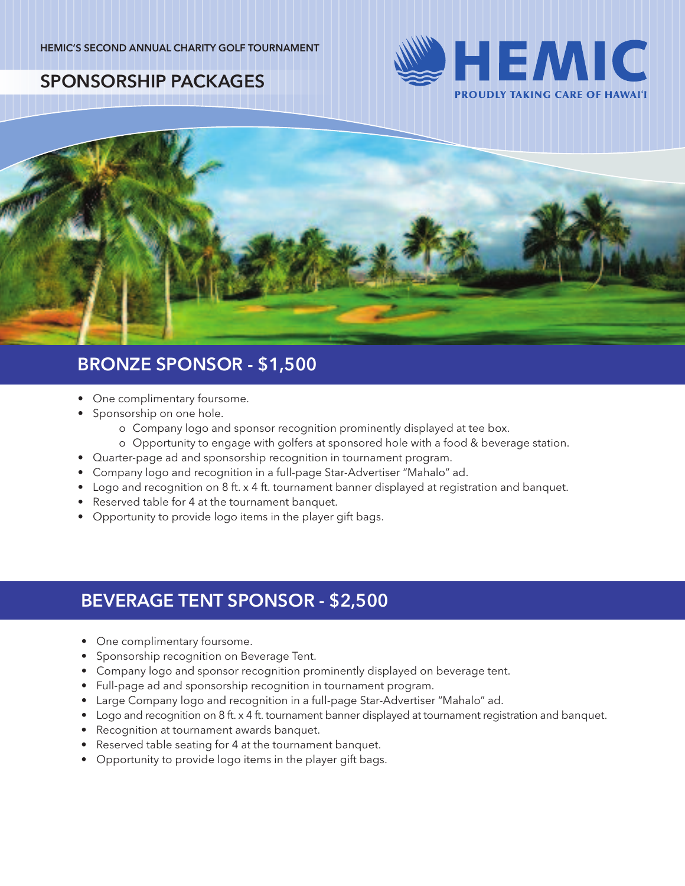HEMIC'S SECOND ANNUAL CHARITY GOLF TOURNAMENT

# SPONSORSHIP PACKAGES

HEMIC
PROUDLY TAKING CARE OF HAWAI'I

## BRONZE SPONSOR - $1,500

- One complimentary foursome.
- Sponsorship on one hole.
  - o Company logo and sponsor recognition prominently displayed at tee box.
  - o Opportunity to engage with golfers at sponsored hole with a food & beverage station.
- Quarter-page ad and sponsorship recognition in tournament program.
- Company logo and recognition in a full-page Star-Advertiser "Mahalo" ad.
- Logo and recognition on 8 ft. x 4 ft. tournament banner displayed at registration and banquet.
- Reserved table for 4 at the tournament banquet.
- Opportunity to provide logo items in the player gift bags.

## BEVERAGE TENT SPONSOR - $2,500

- One complimentary foursome.
- Sponsorship recognition on Beverage Tent.
- Company logo and sponsor recognition prominently displayed on beverage tent.
- Full-page ad and sponsorship recognition in tournament program.
- Large Company logo and recognition in a full-page Star-Advertiser "Mahalo" ad.
- Logo and recognition on 8 ft. x 4 ft. tournament banner displayed at tournament registration and banquet.
- Recognition at tournament awards banquet.
- Reserved table seating for 4 at the tournament banquet.
- Opportunity to provide logo items in the player gift bags.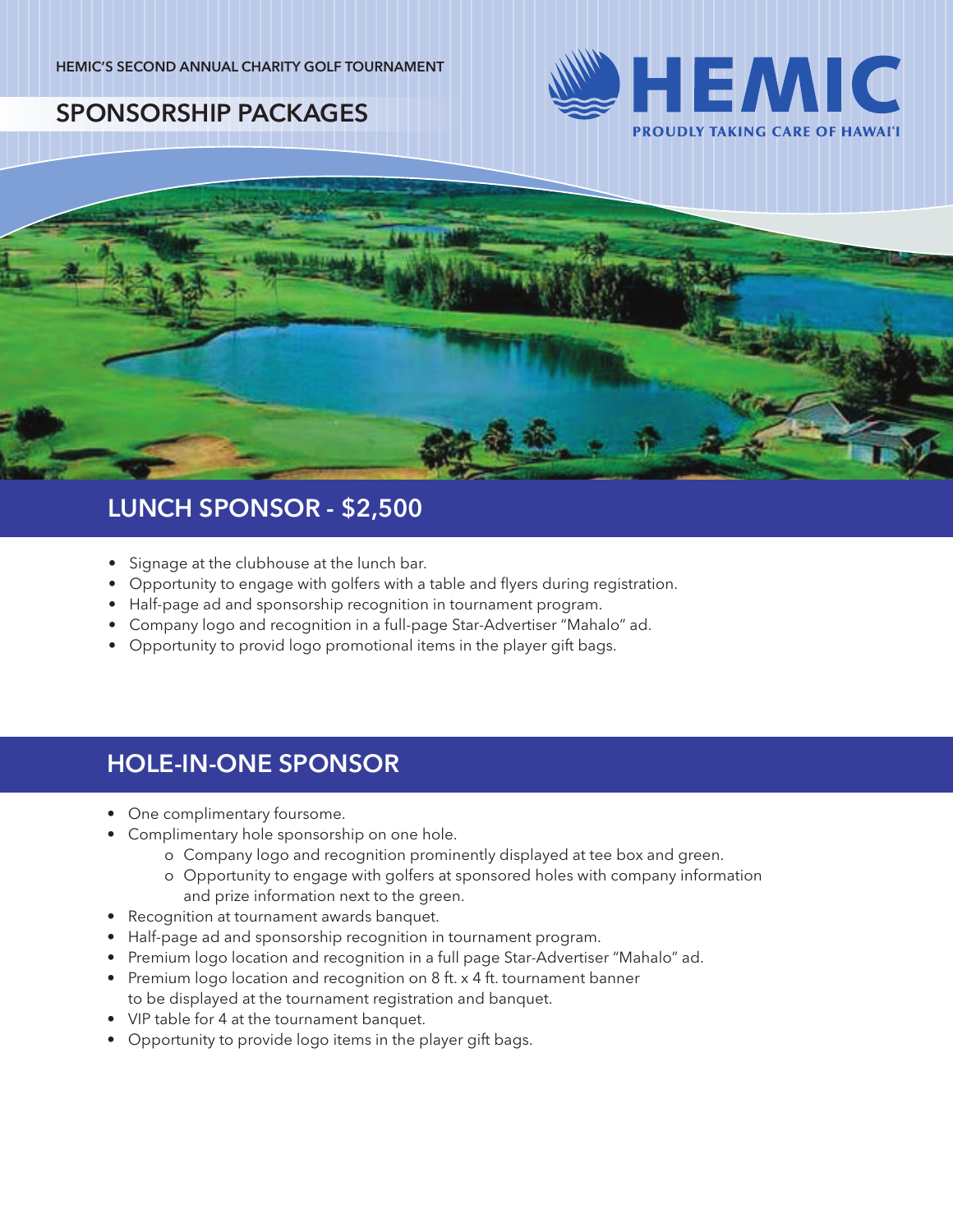HEMIC'S SECOND ANNUAL CHARITY GOLF TOURNAMENT

# SPONSORSHIP PACKAGES

HEMIC
PROUDLY TAKING CARE OF HAWAI'I

## LUNCH SPONSOR - $2,500

- Signage at the clubhouse at the lunch bar.
- Opportunity to engage with golfers with a table and flyers during registration.
- Half-page ad and sponsorship recognition in tournament program.
- Company logo and recognition in a full-page Star-Advertiser "Mahalo" ad.
- Opportunity to provid logo promotional items in the player gift bags.

## HOLE-IN-ONE SPONSOR

- One complimentary foursome.
- Complimentary hole sponsorship on one hole.
  - Company logo and recognition prominently displayed at tee box and green.
  - Opportunity to engage with golfers at sponsored holes with company information and prize information next to the green.
- Recognition at tournament awards banquet.
- Half-page ad and sponsorship recognition in tournament program.
- Premium logo location and recognition in a full page Star-Advertiser "Mahalo" ad.
- Premium logo location and recognition on 8 ft. x 4 ft. tournament banner to be displayed at the tournament registration and banquet.
- VIP table for 4 at the tournament banquet.
- Opportunity to provide logo items in the player gift bags.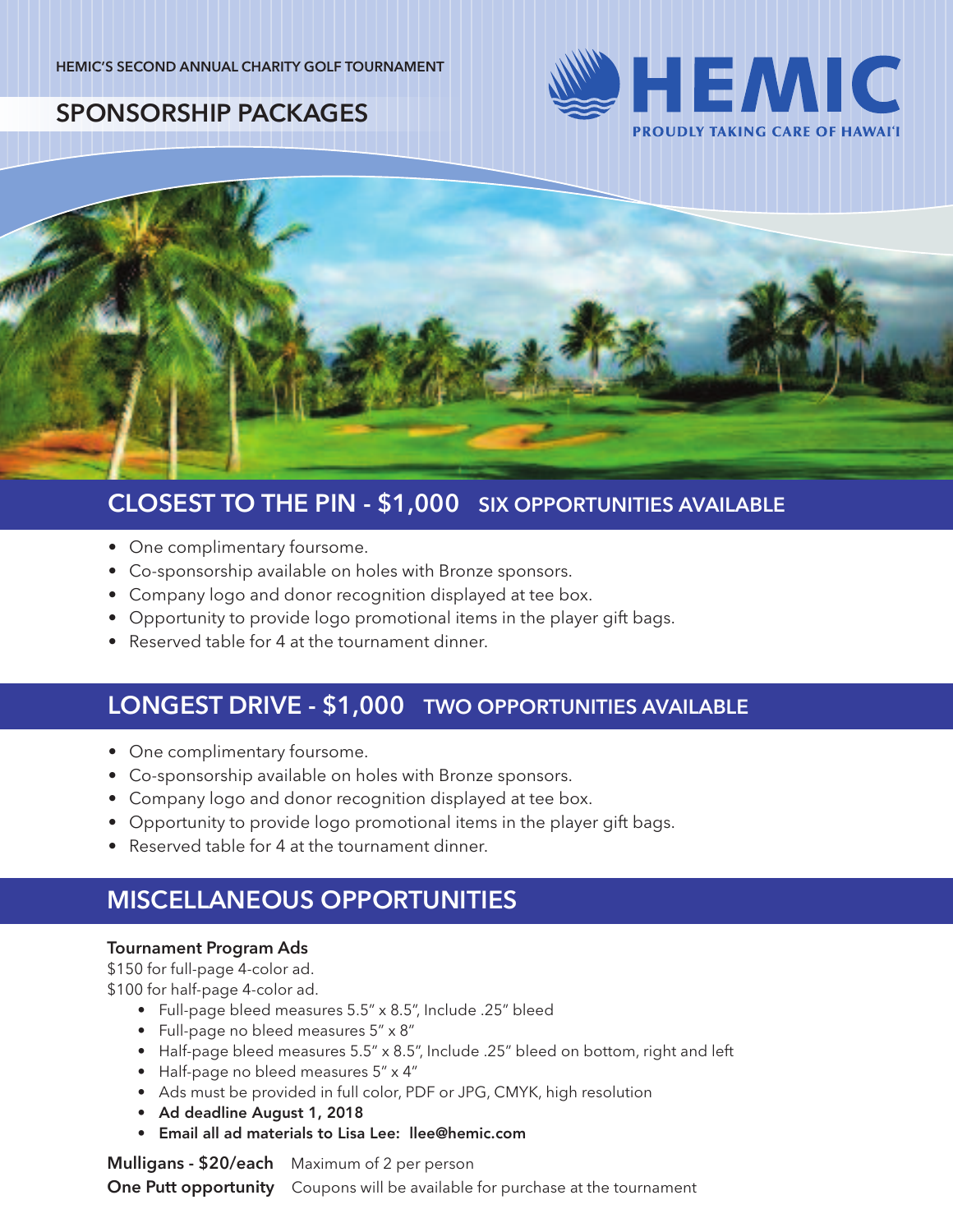HEMIC'S SECOND ANNUAL CHARITY GOLF TOURNAMENT

# SPONSORSHIP PACKAGES

**HEMIC**
PROUDLY TAKING CARE OF HAWAI'I

## CLOSEST TO THE PIN - $1,000 SIX OPPORTUNITIES AVAILABLE

- One complimentary foursome.
- Co-sponsorship available on holes with Bronze sponsors.
- Company logo and donor recognition displayed at tee box.
- Opportunity to provide logo promotional items in the player gift bags.
- Reserved table for 4 at the tournament dinner.

## LONGEST DRIVE - $1,000 TWO OPPORTUNITIES AVAILABLE

- One complimentary foursome.
- Co-sponsorship available on holes with Bronze sponsors.
- Company logo and donor recognition displayed at tee box.
- Opportunity to provide logo promotional items in the player gift bags.
- Reserved table for 4 at the tournament dinner.

## MISCELLANEOUS OPPORTUNITIES

**Tournament Program Ads**
$150 for full-page 4-color ad.
$100 for half-page 4-color ad.

- Full-page bleed measures 5.5" x 8.5", Include .25" bleed
- Full-page no bleed measures 5" x 8"
- Half-page bleed measures 5.5" x 8.5", Include .25" bleed on bottom, right and left
- Half-page no bleed measures 5" x 4"
- Ads must be provided in full color, PDF or JPG, CMYK, high resolution
- **Ad deadline August 1, 2018**
- **Email all ad materials to Lisa Lee: llee@hemic.com**

**Mulligans - $20/each** Maximum of 2 per person

**One Putt opportunity** Coupons will be available for purchase at the tournament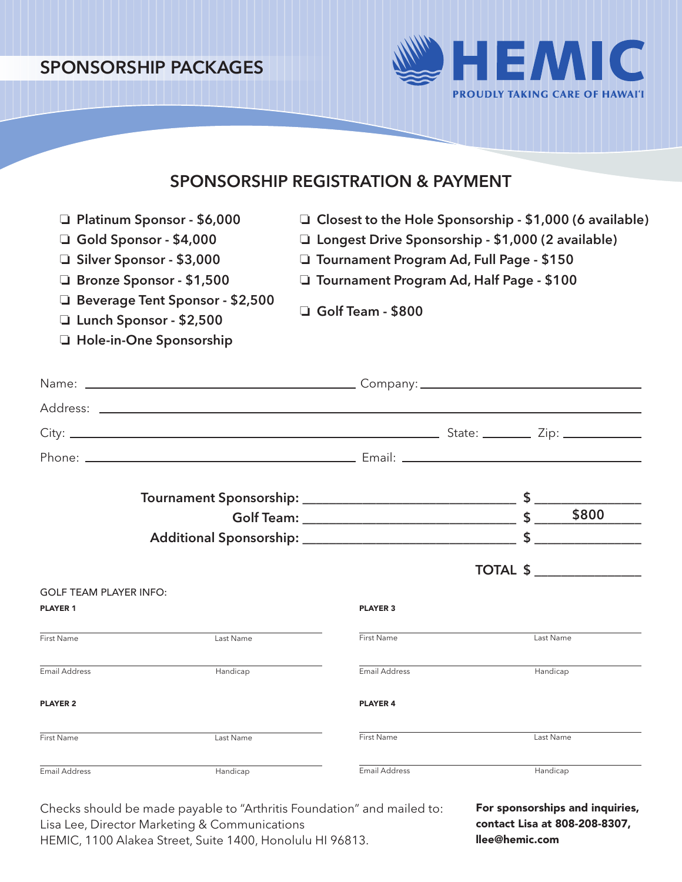# SPONSORSHIP PACKAGES

**HEMIC**
PROUDLY TAKING CARE OF HAWAI'I

## SPONSORSHIP REGISTRATION & PAYMENT

- ❏ Platinum Sponsor - $6,000
- ❏ Gold Sponsor - $4,000
- ❏ Silver Sponsor - $3,000
- ❏ Bronze Sponsor - $1,500
- ❏ Beverage Tent Sponsor - $2,500
- ❏ Lunch Sponsor - $2,500
- ❏ Hole-in-One Sponsorship
- ❏ Closest to the Hole Sponsorship - $1,000 (6 available)
- ❏ Longest Drive Sponsorship - $1,000 (2 available)
- ❏ Tournament Program Ad, Full Page - $150
- ❏ Tournament Program Ad, Half Page - $100
- ❏ Golf Team - $800

Name: ______________________ Company: ______________________

Address: ______________________________________________

City: ______________________ State: ________ Zip: ____________

Phone: ______________________ Email: ______________________

**Tournament Sponsorship:** ______________________ $ ____________

**Golf Team:** ______________________ $ $800

**Additional Sponsorship:** ______________________ $ ____________

**TOTAL $** ____________

GOLF TEAM PLAYER INFO:

**PLAYER 1**

First Name ____________ Last Name ____________

Email Address ____________ Handicap ____________

**PLAYER 2**

First Name ____________ Last Name ____________

Email Address ____________ Handicap ____________

**PLAYER 3**

First Name ____________ Last Name ____________

Email Address ____________ Handicap ____________

**PLAYER 4**

First Name ____________ Last Name ____________

Email Address ____________ Handicap ____________

Checks should be made payable to "Arthritis Foundation" and mailed to:
Lisa Lee, Director Marketing & Communications
HEMIC, 1100 Alakea Street, Suite 1400, Honolulu HI 96813.

**For sponsorships and inquiries, contact Lisa at 808-208-8307, llee@hemic.com**